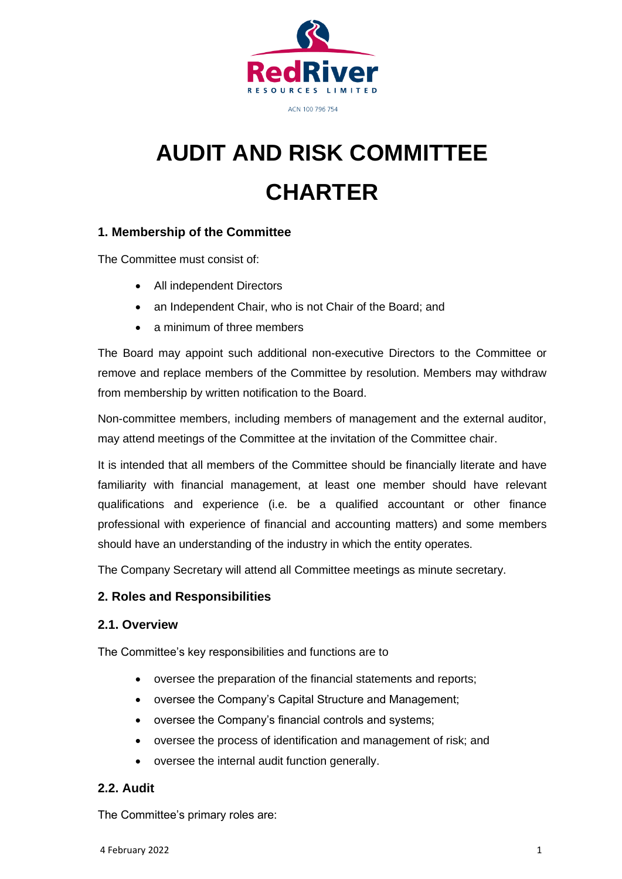RedRiver RESOURCES LIMITED

ACN 100 796 754

# AUDIT AND RISK COMMITTEE CHARTER

## 1. Membership of the Committee

The Committee must consist of:

- All independent Directors
- an Independent Chair, who is not Chair of the Board; and
- a minimum of three members

The Board may appoint such additional non-executive Directors to the Committee or remove and replace members of the Committee by resolution. Members may withdraw from membership by written notification to the Board.

Non-committee members, including members of management and the external auditor, may attend meetings of the Committee at the invitation of the Committee chair.

It is intended that all members of the Committee should be financially literate and have familiarity with financial management, at least one member should have relevant qualifications and experience (i.e. be a qualified accountant or other finance professional with experience of financial and accounting matters) and some members should have an understanding of the industry in which the entity operates.

The Company Secretary will attend all Committee meetings as minute secretary.

## 2. Roles and Responsibilities

### 2.1. Overview

The Committee's key responsibilities and functions are to

- oversee the preparation of the financial statements and reports;
- oversee the Company's Capital Structure and Management;
- oversee the Company's financial controls and systems;
- oversee the process of identification and management of risk; and
- oversee the internal audit function generally.

### 2.2. Audit

The Committee's primary roles are: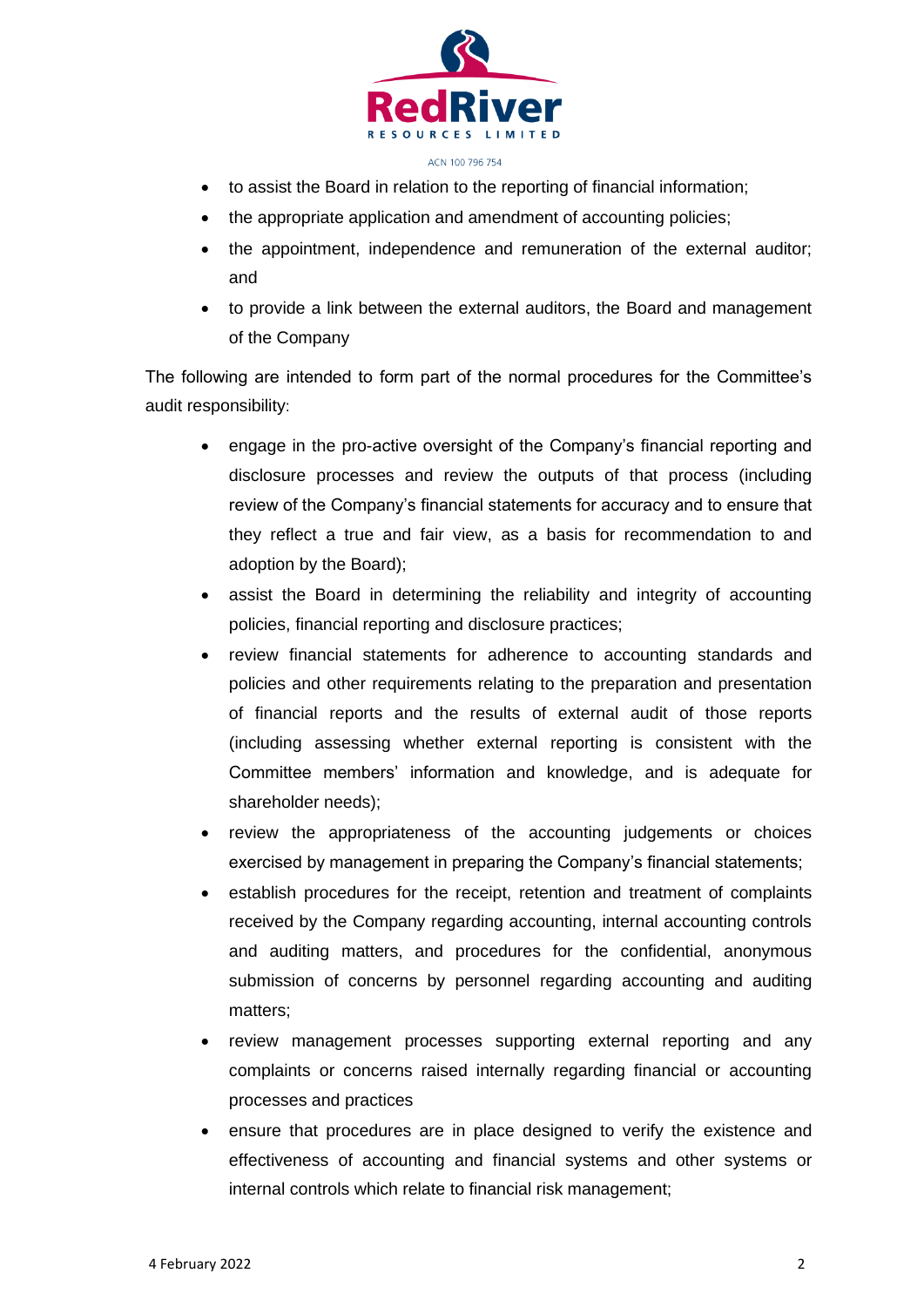- to assist the Board in relation to the reporting of financial information;
- the appropriate application and amendment of accounting policies;
- the appointment, independence and remuneration of the external auditor; and
- to provide a link between the external auditors, the Board and management of the Company

The following are intended to form part of the normal procedures for the Committee's audit responsibility:

- engage in the pro-active oversight of the Company's financial reporting and disclosure processes and review the outputs of that process (including review of the Company's financial statements for accuracy and to ensure that they reflect a true and fair view, as a basis for recommendation to and adoption by the Board);
- assist the Board in determining the reliability and integrity of accounting policies, financial reporting and disclosure practices;
- review financial statements for adherence to accounting standards and policies and other requirements relating to the preparation and presentation of financial reports and the results of external audit of those reports (including assessing whether external reporting is consistent with the Committee members' information and knowledge, and is adequate for shareholder needs);
- review the appropriateness of the accounting judgements or choices exercised by management in preparing the Company's financial statements;
- establish procedures for the receipt, retention and treatment of complaints received by the Company regarding accounting, internal accounting controls and auditing matters, and procedures for the confidential, anonymous submission of concerns by personnel regarding accounting and auditing matters;
- review management processes supporting external reporting and any complaints or concerns raised internally regarding financial or accounting processes and practices
- ensure that procedures are in place designed to verify the existence and effectiveness of accounting and financial systems and other systems or internal controls which relate to financial risk management;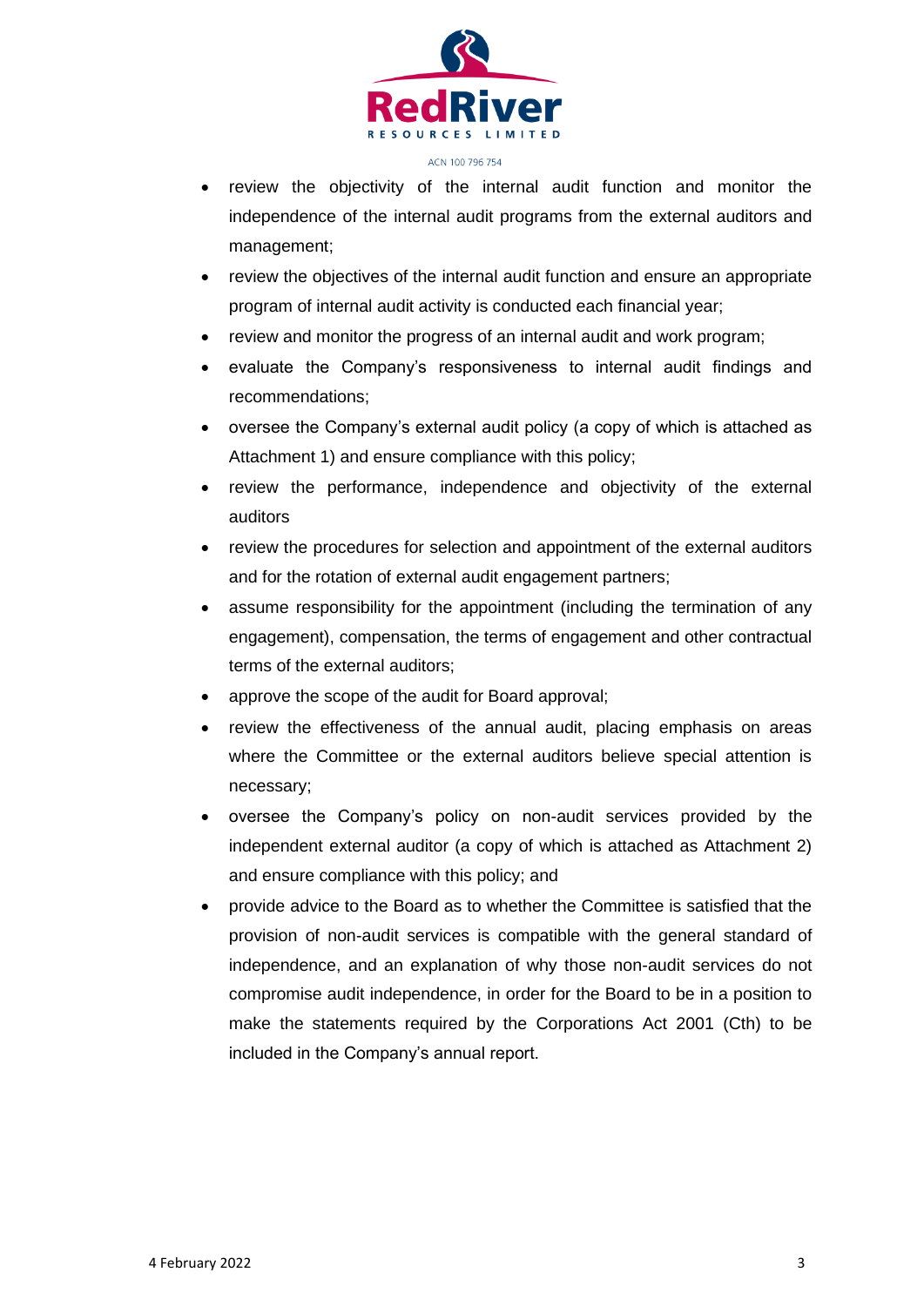- review the objectivity of the internal audit function and monitor the independence of the internal audit programs from the external auditors and management;
- review the objectives of the internal audit function and ensure an appropriate program of internal audit activity is conducted each financial year;
- review and monitor the progress of an internal audit and work program;
- evaluate the Company's responsiveness to internal audit findings and recommendations;
- oversee the Company's external audit policy (a copy of which is attached as Attachment 1) and ensure compliance with this policy;
- review the performance, independence and objectivity of the external auditors
- review the procedures for selection and appointment of the external auditors and for the rotation of external audit engagement partners;
- assume responsibility for the appointment (including the termination of any engagement), compensation, the terms of engagement and other contractual terms of the external auditors;
- approve the scope of the audit for Board approval;
- review the effectiveness of the annual audit, placing emphasis on areas where the Committee or the external auditors believe special attention is necessary;
- oversee the Company's policy on non-audit services provided by the independent external auditor (a copy of which is attached as Attachment 2) and ensure compliance with this policy; and
- provide advice to the Board as to whether the Committee is satisfied that the provision of non-audit services is compatible with the general standard of independence, and an explanation of why those non-audit services do not compromise audit independence, in order for the Board to be in a position to make the statements required by the Corporations Act 2001 (Cth) to be included in the Company's annual report.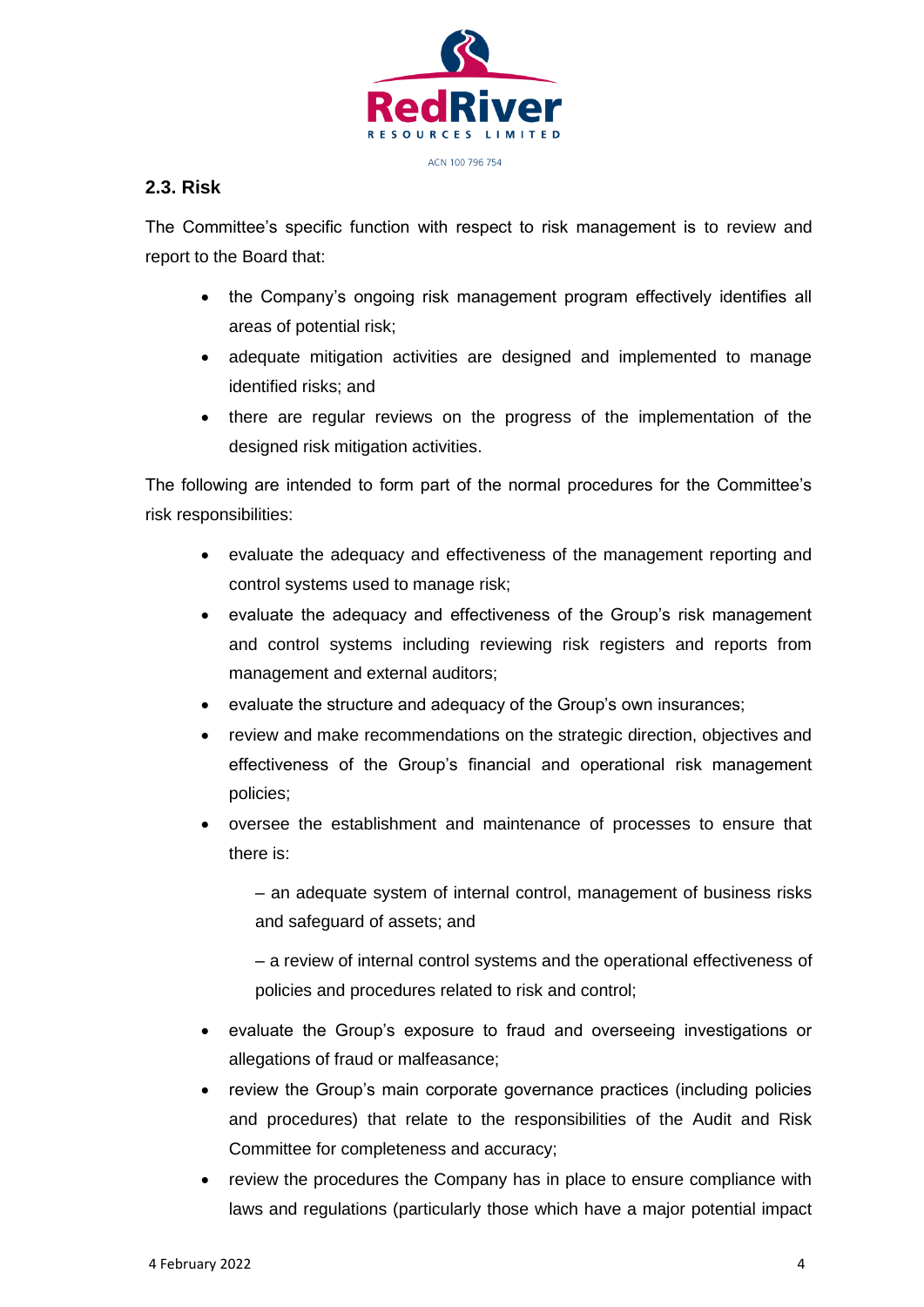## 2.3. Risk

The Committee's specific function with respect to risk management is to review and report to the Board that:

- the Company's ongoing risk management program effectively identifies all areas of potential risk;
- adequate mitigation activities are designed and implemented to manage identified risks; and
- there are regular reviews on the progress of the implementation of the designed risk mitigation activities.

The following are intended to form part of the normal procedures for the Committee's risk responsibilities:

- evaluate the adequacy and effectiveness of the management reporting and control systems used to manage risk;
- evaluate the adequacy and effectiveness of the Group's risk management and control systems including reviewing risk registers and reports from management and external auditors;
- evaluate the structure and adequacy of the Group's own insurances;
- review and make recommendations on the strategic direction, objectives and effectiveness of the Group's financial and operational risk management policies;
- oversee the establishment and maintenance of processes to ensure that there is:

  – an adequate system of internal control, management of business risks and safeguard of assets; and

  – a review of internal control systems and the operational effectiveness of policies and procedures related to risk and control;

- evaluate the Group's exposure to fraud and overseeing investigations or allegations of fraud or malfeasance;
- review the Group's main corporate governance practices (including policies and procedures) that relate to the responsibilities of the Audit and Risk Committee for completeness and accuracy;
- review the procedures the Company has in place to ensure compliance with laws and regulations (particularly those which have a major potential impact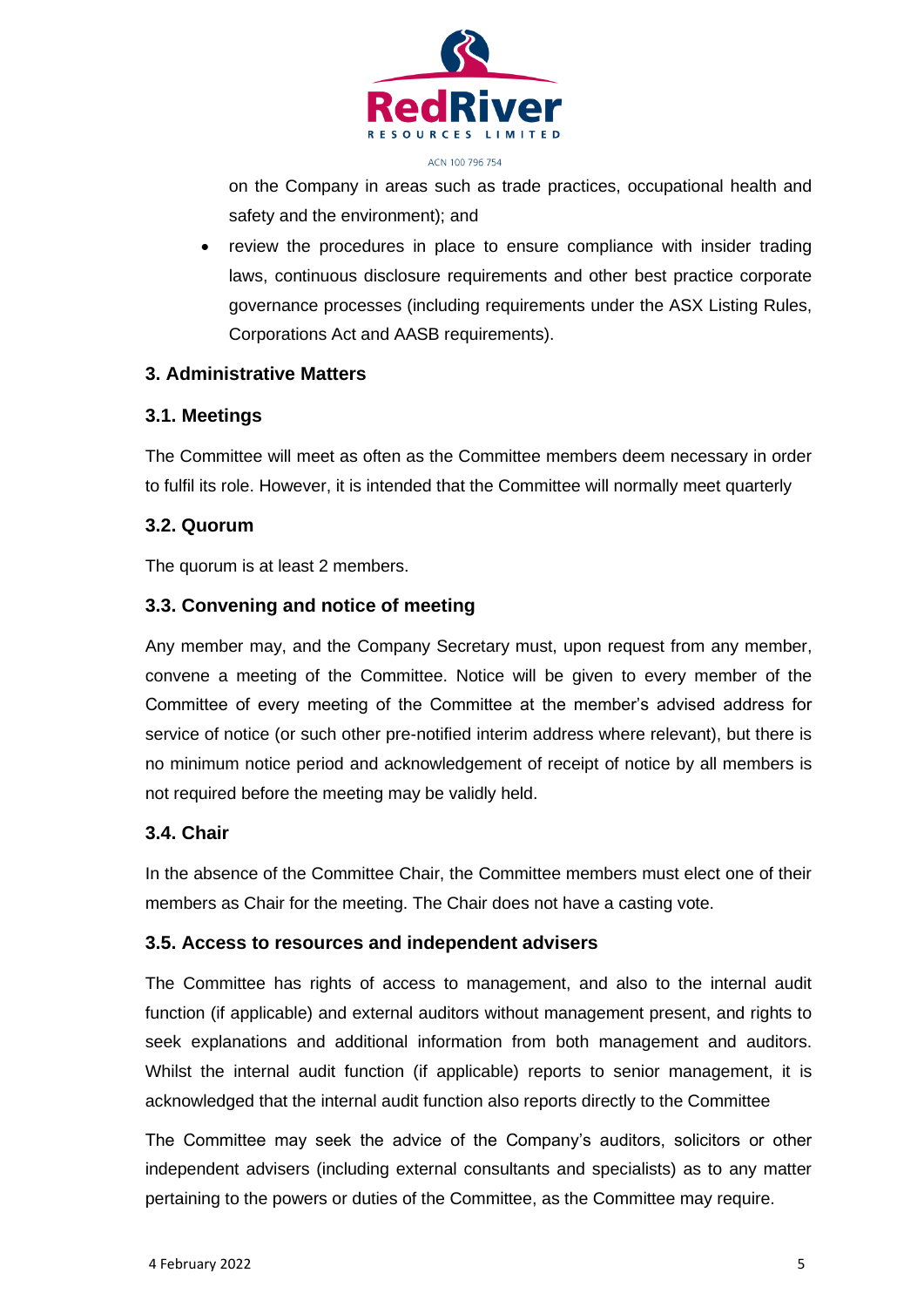on the Company in areas such as trade practices, occupational health and safety and the environment); and

- review the procedures in place to ensure compliance with insider trading laws, continuous disclosure requirements and other best practice corporate governance processes (including requirements under the ASX Listing Rules, Corporations Act and AASB requirements).

## 3. Administrative Matters

### 3.1. Meetings

The Committee will meet as often as the Committee members deem necessary in order to fulfil its role. However, it is intended that the Committee will normally meet quarterly

### 3.2. Quorum

The quorum is at least 2 members.

### 3.3. Convening and notice of meeting

Any member may, and the Company Secretary must, upon request from any member, convene a meeting of the Committee. Notice will be given to every member of the Committee of every meeting of the Committee at the member's advised address for service of notice (or such other pre-notified interim address where relevant), but there is no minimum notice period and acknowledgement of receipt of notice by all members is not required before the meeting may be validly held.

### 3.4. Chair

In the absence of the Committee Chair, the Committee members must elect one of their members as Chair for the meeting. The Chair does not have a casting vote.

### 3.5. Access to resources and independent advisers

The Committee has rights of access to management, and also to the internal audit function (if applicable) and external auditors without management present, and rights to seek explanations and additional information from both management and auditors. Whilst the internal audit function (if applicable) reports to senior management, it is acknowledged that the internal audit function also reports directly to the Committee

The Committee may seek the advice of the Company's auditors, solicitors or other independent advisers (including external consultants and specialists) as to any matter pertaining to the powers or duties of the Committee, as the Committee may require.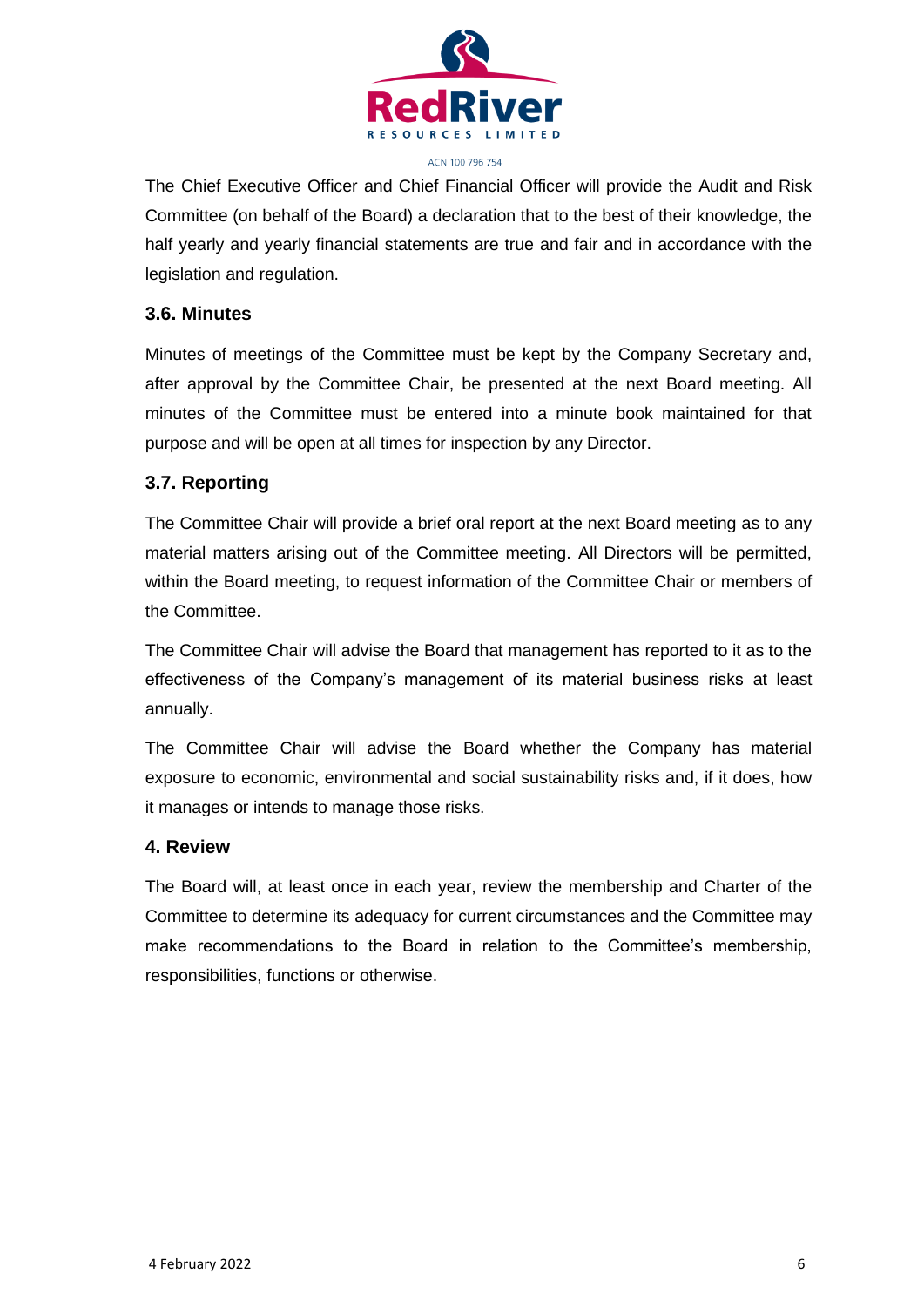The Chief Executive Officer and Chief Financial Officer will provide the Audit and Risk Committee (on behalf of the Board) a declaration that to the best of their knowledge, the half yearly and yearly financial statements are true and fair and in accordance with the legislation and regulation.

### 3.6. Minutes

Minutes of meetings of the Committee must be kept by the Company Secretary and, after approval by the Committee Chair, be presented at the next Board meeting. All minutes of the Committee must be entered into a minute book maintained for that purpose and will be open at all times for inspection by any Director.

### 3.7. Reporting

The Committee Chair will provide a brief oral report at the next Board meeting as to any material matters arising out of the Committee meeting. All Directors will be permitted, within the Board meeting, to request information of the Committee Chair or members of the Committee.

The Committee Chair will advise the Board that management has reported to it as to the effectiveness of the Company's management of its material business risks at least annually.

The Committee Chair will advise the Board whether the Company has material exposure to economic, environmental and social sustainability risks and, if it does, how it manages or intends to manage those risks.

## 4. Review

The Board will, at least once in each year, review the membership and Charter of the Committee to determine its adequacy for current circumstances and the Committee may make recommendations to the Board in relation to the Committee's membership, responsibilities, functions or otherwise.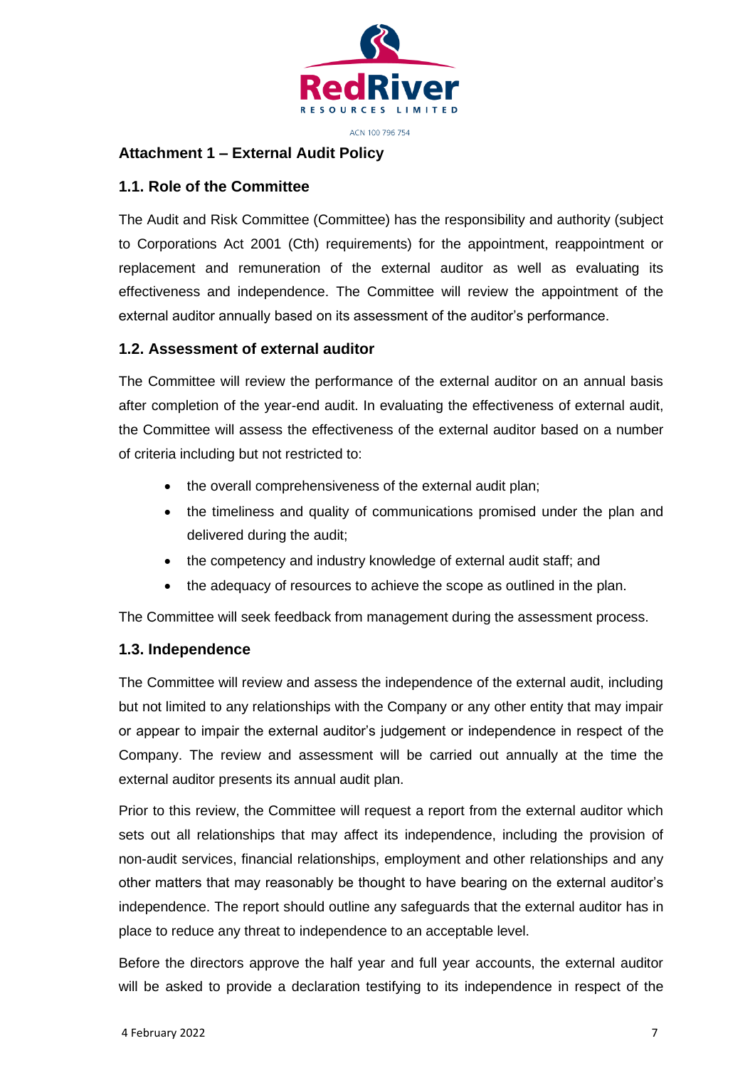## Attachment 1 – External Audit Policy

### 1.1. Role of the Committee

The Audit and Risk Committee (Committee) has the responsibility and authority (subject to Corporations Act 2001 (Cth) requirements) for the appointment, reappointment or replacement and remuneration of the external auditor as well as evaluating its effectiveness and independence. The Committee will review the appointment of the external auditor annually based on its assessment of the auditor's performance.

### 1.2. Assessment of external auditor

The Committee will review the performance of the external auditor on an annual basis after completion of the year-end audit. In evaluating the effectiveness of external audit, the Committee will assess the effectiveness of the external auditor based on a number of criteria including but not restricted to:

- the overall comprehensiveness of the external audit plan;
- the timeliness and quality of communications promised under the plan and delivered during the audit;
- the competency and industry knowledge of external audit staff; and
- the adequacy of resources to achieve the scope as outlined in the plan.

The Committee will seek feedback from management during the assessment process.

### 1.3. Independence

The Committee will review and assess the independence of the external audit, including but not limited to any relationships with the Company or any other entity that may impair or appear to impair the external auditor's judgement or independence in respect of the Company. The review and assessment will be carried out annually at the time the external auditor presents its annual audit plan.

Prior to this review, the Committee will request a report from the external auditor which sets out all relationships that may affect its independence, including the provision of non-audit services, financial relationships, employment and other relationships and any other matters that may reasonably be thought to have bearing on the external auditor's independence. The report should outline any safeguards that the external auditor has in place to reduce any threat to independence to an acceptable level.

Before the directors approve the half year and full year accounts, the external auditor will be asked to provide a declaration testifying to its independence in respect of the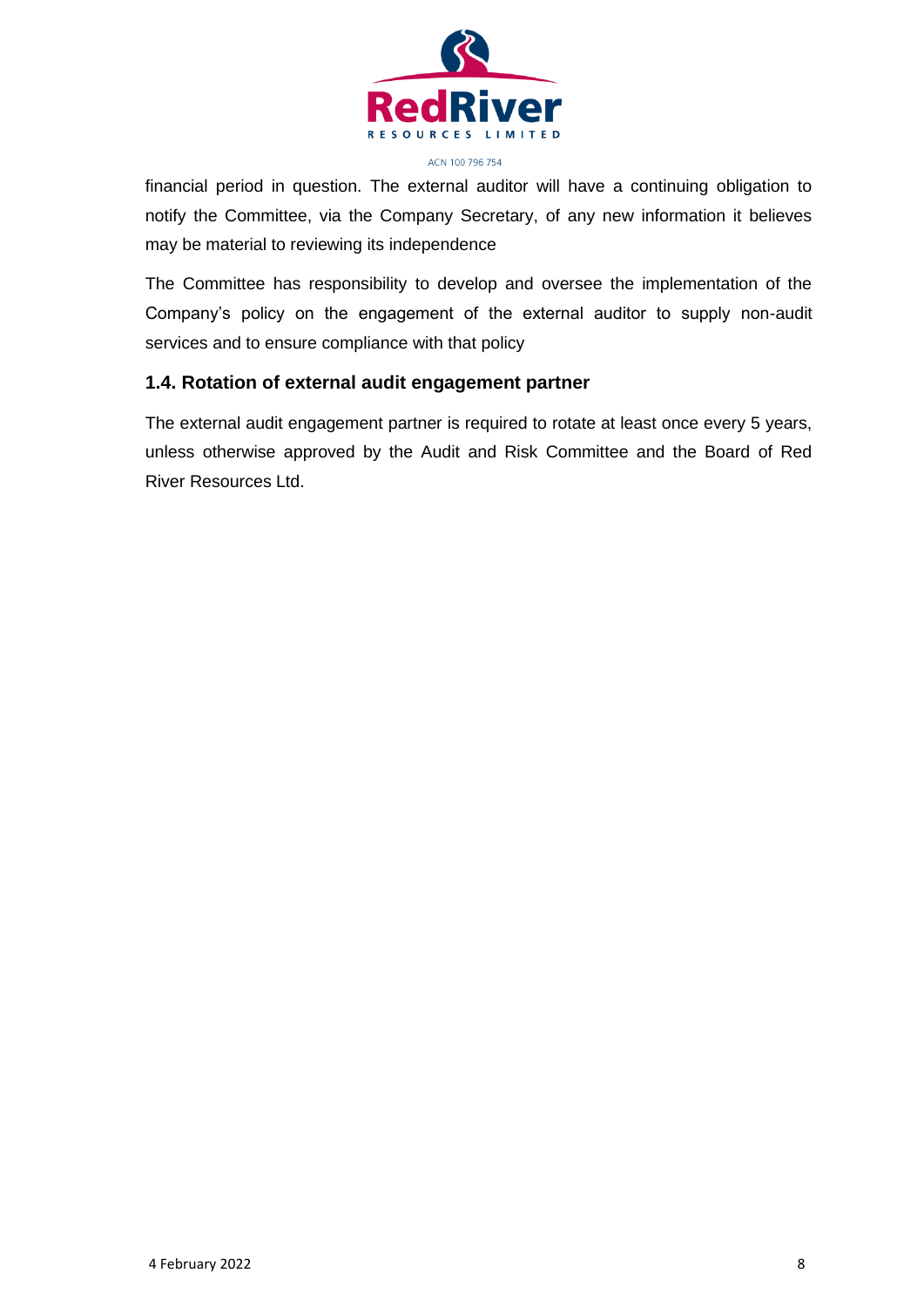financial period in question. The external auditor will have a continuing obligation to notify the Committee, via the Company Secretary, of any new information it believes may be material to reviewing its independence

The Committee has responsibility to develop and oversee the implementation of the Company's policy on the engagement of the external auditor to supply non-audit services and to ensure compliance with that policy

### 1.4. Rotation of external audit engagement partner

The external audit engagement partner is required to rotate at least once every 5 years, unless otherwise approved by the Audit and Risk Committee and the Board of Red River Resources Ltd.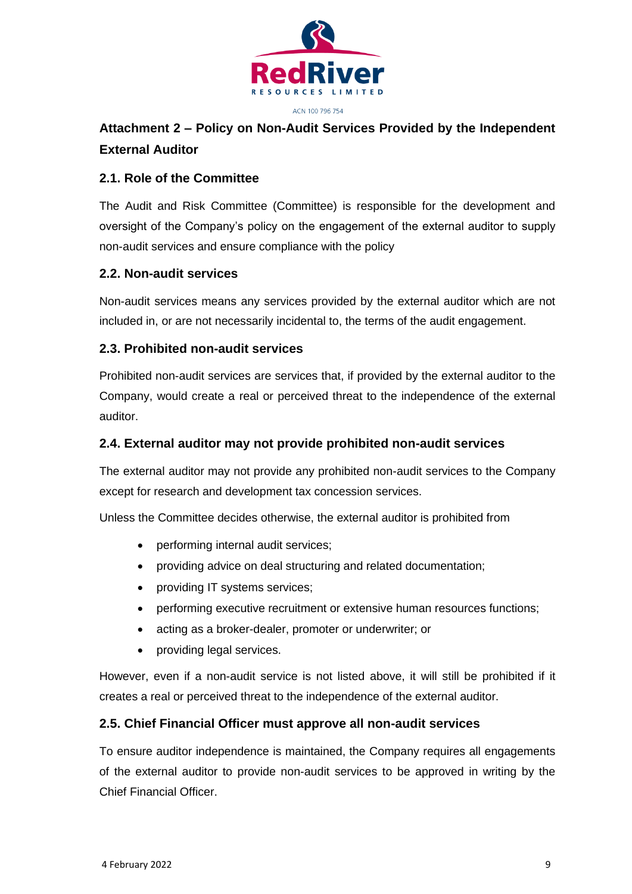## Attachment 2 – Policy on Non-Audit Services Provided by the Independent External Auditor

### 2.1. Role of the Committee

The Audit and Risk Committee (Committee) is responsible for the development and oversight of the Company's policy on the engagement of the external auditor to supply non-audit services and ensure compliance with the policy

### 2.2. Non-audit services

Non-audit services means any services provided by the external auditor which are not included in, or are not necessarily incidental to, the terms of the audit engagement.

### 2.3. Prohibited non-audit services

Prohibited non-audit services are services that, if provided by the external auditor to the Company, would create a real or perceived threat to the independence of the external auditor.

### 2.4. External auditor may not provide prohibited non-audit services

The external auditor may not provide any prohibited non-audit services to the Company except for research and development tax concession services.

Unless the Committee decides otherwise, the external auditor is prohibited from

- performing internal audit services;
- providing advice on deal structuring and related documentation;
- providing IT systems services;
- performing executive recruitment or extensive human resources functions;
- acting as a broker-dealer, promoter or underwriter; or
- providing legal services.

However, even if a non-audit service is not listed above, it will still be prohibited if it creates a real or perceived threat to the independence of the external auditor.

### 2.5. Chief Financial Officer must approve all non-audit services

To ensure auditor independence is maintained, the Company requires all engagements of the external auditor to provide non-audit services to be approved in writing by the Chief Financial Officer.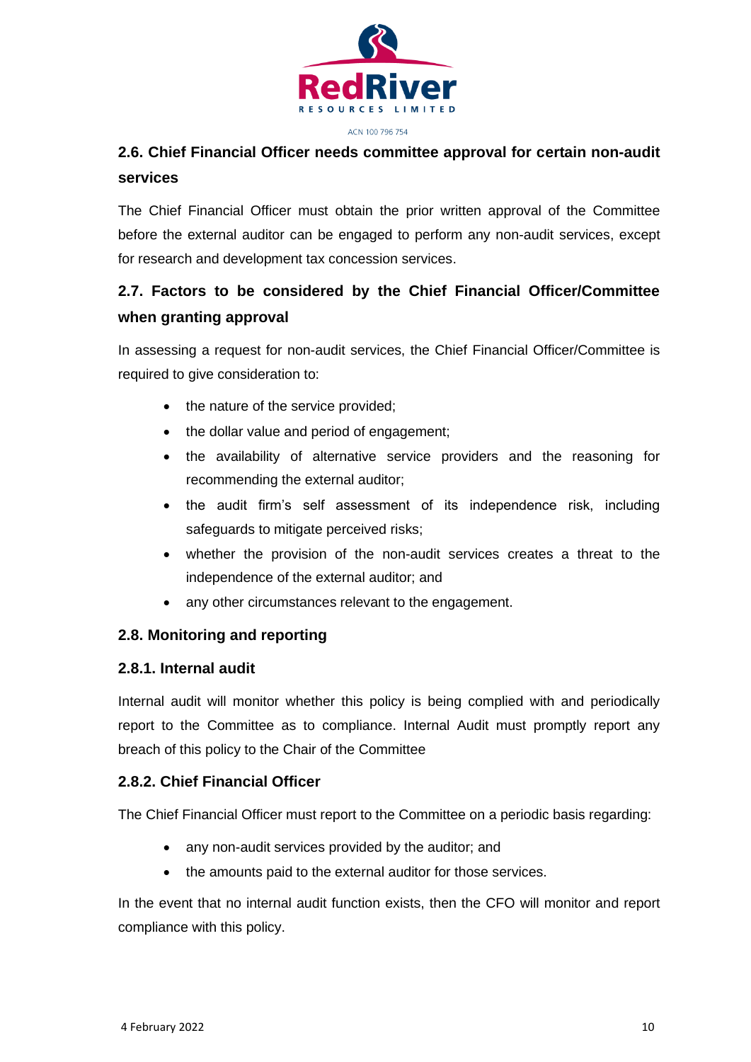## 2.6. Chief Financial Officer needs committee approval for certain non-audit services

The Chief Financial Officer must obtain the prior written approval of the Committee before the external auditor can be engaged to perform any non-audit services, except for research and development tax concession services.

## 2.7. Factors to be considered by the Chief Financial Officer/Committee when granting approval

In assessing a request for non-audit services, the Chief Financial Officer/Committee is required to give consideration to:

- the nature of the service provided;
- the dollar value and period of engagement;
- the availability of alternative service providers and the reasoning for recommending the external auditor;
- the audit firm's self assessment of its independence risk, including safeguards to mitigate perceived risks;
- whether the provision of the non-audit services creates a threat to the independence of the external auditor; and
- any other circumstances relevant to the engagement.

## 2.8. Monitoring and reporting

### 2.8.1. Internal audit

Internal audit will monitor whether this policy is being complied with and periodically report to the Committee as to compliance. Internal Audit must promptly report any breach of this policy to the Chair of the Committee

### 2.8.2. Chief Financial Officer

The Chief Financial Officer must report to the Committee on a periodic basis regarding:

- any non-audit services provided by the auditor; and
- the amounts paid to the external auditor for those services.

In the event that no internal audit function exists, then the CFO will monitor and report compliance with this policy.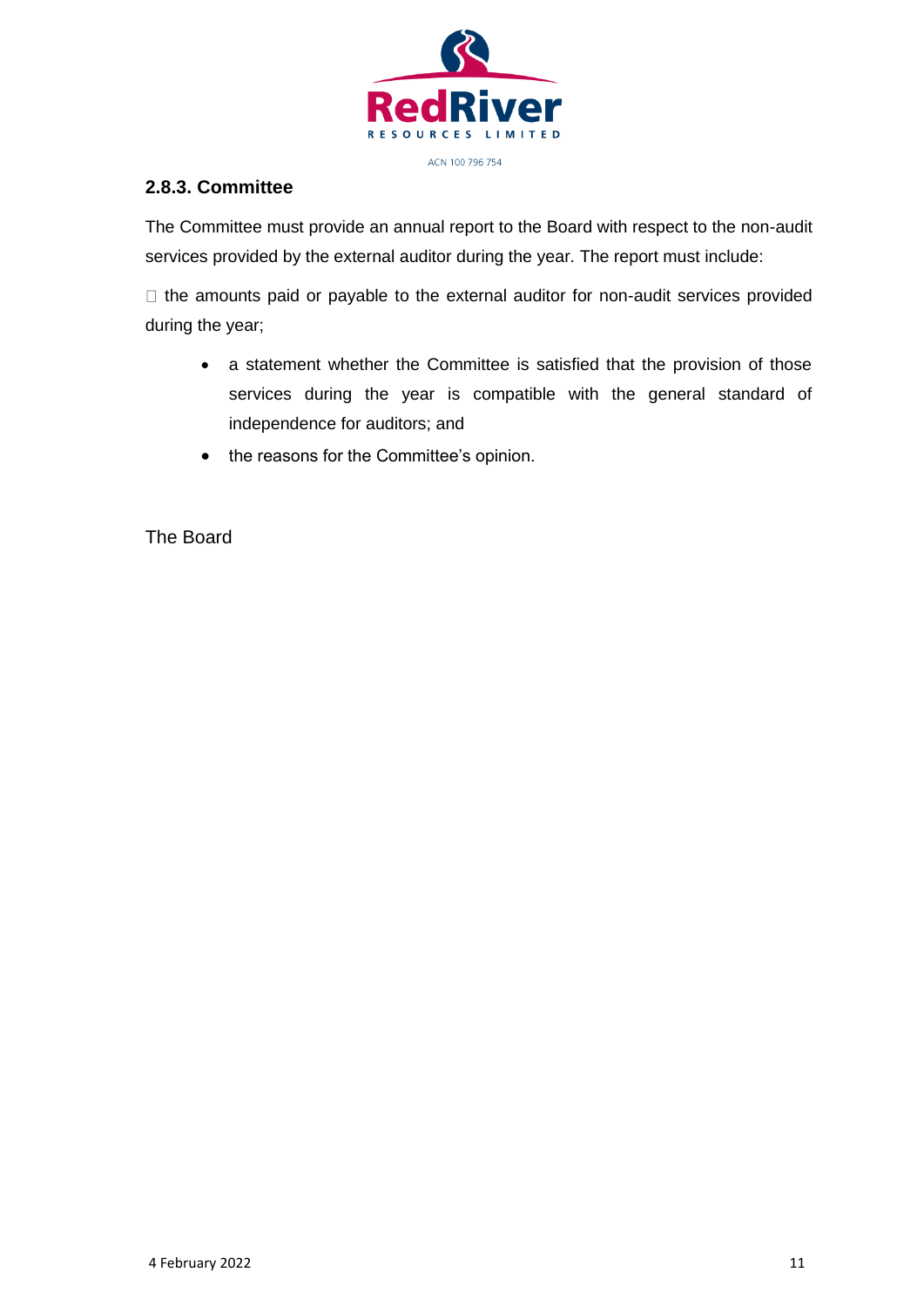### 2.8.3. Committee

The Committee must provide an annual report to the Board with respect to the non-audit services provided by the external auditor during the year. The report must include:

- the amounts paid or payable to the external auditor for non-audit services provided during the year;
  - a statement whether the Committee is satisfied that the provision of those services during the year is compatible with the general standard of independence for auditors; and
  - the reasons for the Committee's opinion.

The Board